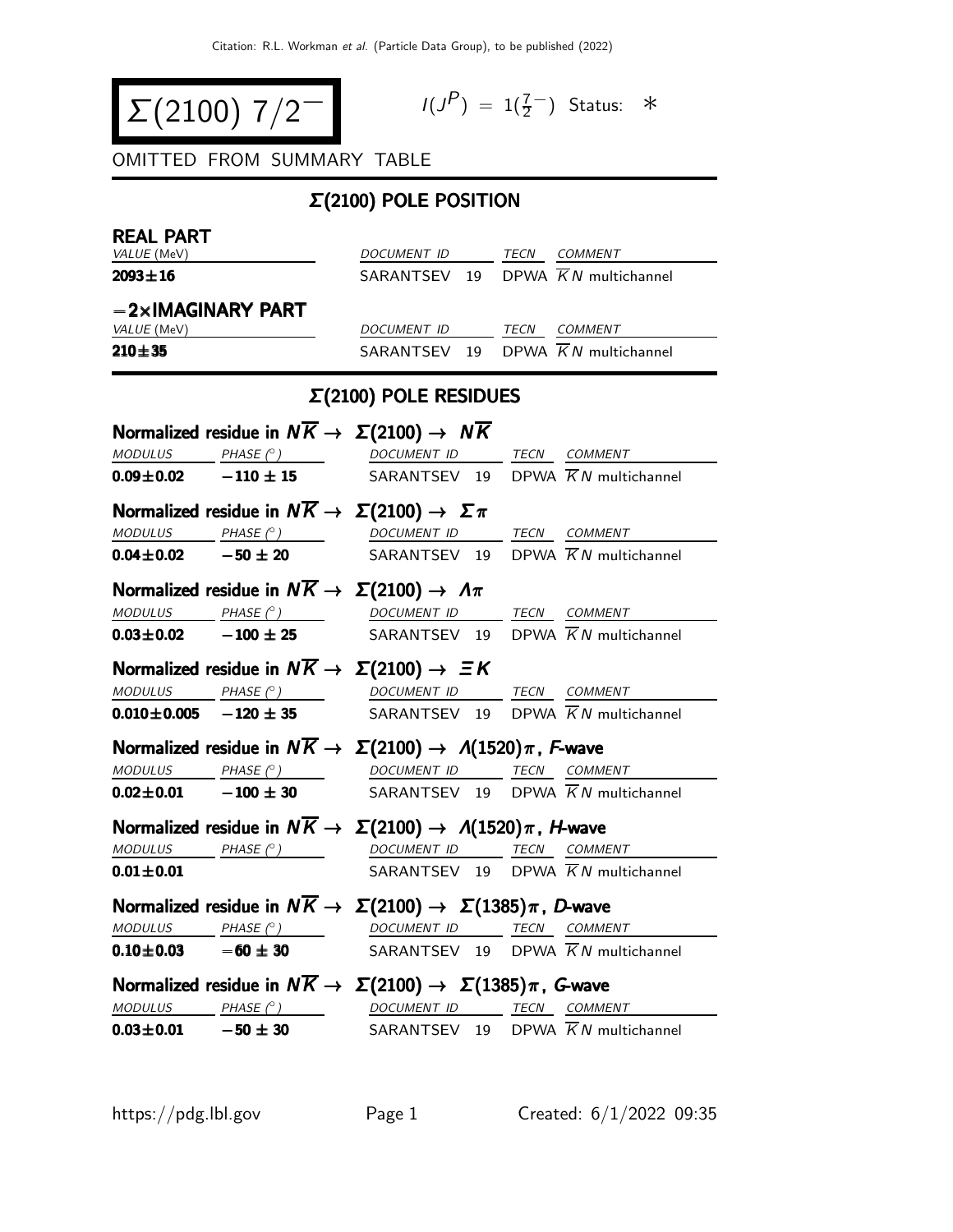# $\Sigma(2100)$ $7/2^-$

$I(J^P) = 1(\frac{7}{2}^-)$ Status: $*$

OMITTED FROM SUMMARY TABLE

## $\Sigma(2100)$ POLE POSITION

### REAL PART

| VALUE (MeV) | DOCUMENT ID | TECN | COMMENT |
|---|---|---|---|
| **2093±16** | SARANTSEV 19 | DPWA | $\overline{K}N$ multichannel |

### −2×IMAGINARY PART

| VALUE (MeV) | DOCUMENT ID | TECN | COMMENT |
|---|---|---|---|
| **210±35** | SARANTSEV 19 | DPWA | $\overline{K}N$ multichannel |

## $\Sigma(2100)$ POLE RESIDUES

### Normalized residue in $N\overline{K} \rightarrow \Sigma(2100) \rightarrow N\overline{K}$

| MODULUS | PHASE (°) | DOCUMENT ID | TECN | COMMENT |
|---|---|---|---|---|
| **0.09±0.02** | **−110 ± 15** | SARANTSEV 19 | DPWA | $\overline{K}N$ multichannel |

### Normalized residue in $N\overline{K} \rightarrow \Sigma(2100) \rightarrow \Sigma\pi$

| MODULUS | PHASE (°) | DOCUMENT ID | TECN | COMMENT |
|---|---|---|---|---|
| **0.04±0.02** | **−50 ± 20** | SARANTSEV 19 | DPWA | $\overline{K}N$ multichannel |

### Normalized residue in $N\overline{K} \rightarrow \Sigma(2100) \rightarrow \Lambda\pi$

| MODULUS | PHASE (°) | DOCUMENT ID | TECN | COMMENT |
|---|---|---|---|---|
| **0.03±0.02** | **−100 ± 25** | SARANTSEV 19 | DPWA | $\overline{K}N$ multichannel |

### Normalized residue in $N\overline{K} \rightarrow \Sigma(2100) \rightarrow \Xi K$

| MODULUS | PHASE (°) | DOCUMENT ID | TECN | COMMENT |
|---|---|---|---|---|
| **0.010±0.005** | **−120 ± 35** | SARANTSEV 19 | DPWA | $\overline{K}N$ multichannel |

### Normalized residue in $N\overline{K} \rightarrow \Sigma(2100) \rightarrow \Lambda(1520)\pi$, *F*-wave

| MODULUS | PHASE (°) | DOCUMENT ID | TECN | COMMENT |
|---|---|---|---|---|
| **0.02±0.01** | **−100 ± 30** | SARANTSEV 19 | DPWA | $\overline{K}N$ multichannel |

### Normalized residue in $N\overline{K} \rightarrow \Sigma(2100) \rightarrow \Lambda(1520)\pi$, *H*-wave

| MODULUS | PHASE (°) | DOCUMENT ID | TECN | COMMENT |
|---|---|---|---|---|
| **0.01±0.01** | | SARANTSEV 19 | DPWA | $\overline{K}N$ multichannel |

### Normalized residue in $N\overline{K} \rightarrow \Sigma(2100) \rightarrow \Sigma(1385)\pi$, *D*-wave

| MODULUS | PHASE (°) | DOCUMENT ID | TECN | COMMENT |
|---|---|---|---|---|
| **0.10±0.03** | **−60 ± 30** | SARANTSEV 19 | DPWA | $\overline{K}N$ multichannel |

### Normalized residue in $N\overline{K} \rightarrow \Sigma(2100) \rightarrow \Sigma(1385)\pi$, *G*-wave

| MODULUS | PHASE (°) | DOCUMENT ID | TECN | COMMENT |
|---|---|---|---|---|
| **0.03±0.01** | **−50 ± 30** | SARANTSEV 19 | DPWA | $\overline{K}N$ multichannel |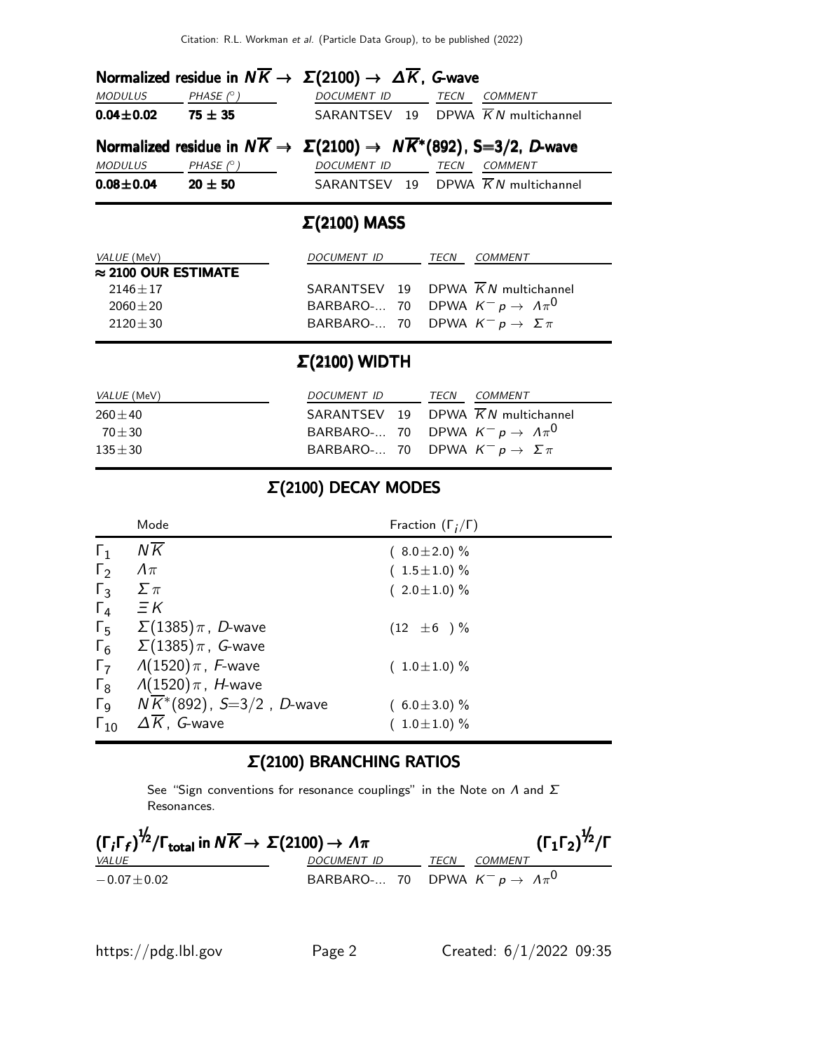### Normalized residue in $N\overline{K} \rightarrow \Sigma(2100) \rightarrow \Delta\overline{K}$, $G$-wave

| MODULUS | PHASE (°) | DOCUMENT ID | TECN | COMMENT |
|---|---|---|---|---|
| **0.04±0.02** | **75 ± 35** | SARANTSEV 19 | DPWA | $\overline{K}N$ multichannel |

### Normalized residue in $N\overline{K} \rightarrow \Sigma(2100) \rightarrow N\overline{K}^*(892)$, S=3/2, $D$-wave

| MODULUS | PHASE (°) | DOCUMENT ID | TECN | COMMENT |
|---|---|---|---|---|
| **0.08±0.04** | **20 ± 50** | SARANTSEV 19 | DPWA | $\overline{K}N$ multichannel |

## Σ(2100) MASS

| VALUE (MeV) | DOCUMENT ID | TECN | COMMENT |
|---|---|---|---|
| **≈ 2100 OUR ESTIMATE** | | | |
| 2146±17 | SARANTSEV 19 | DPWA | $\overline{K}N$ multichannel |
| 2060±20 | BARBARO-... 70 | DPWA | $K^- p \rightarrow \Lambda\pi^0$ |
| 2120±30 | BARBARO-... 70 | DPWA | $K^- p \rightarrow \Sigma\pi$ |

## Σ(2100) WIDTH

| VALUE (MeV) | DOCUMENT ID | TECN | COMMENT |
|---|---|---|---|
| 260±40 | SARANTSEV 19 | DPWA | $\overline{K}N$ multichannel |
| 70±30 | BARBARO-... 70 | DPWA | $K^- p \rightarrow \Lambda\pi^0$ |
| 135±30 | BARBARO-... 70 | DPWA | $K^- p \rightarrow \Sigma\pi$ |

## Σ(2100) DECAY MODES

| | Mode | Fraction ($\Gamma_i/\Gamma$) |
|---|---|---|
| $\Gamma_1$ | $N\overline{K}$ | ( 8.0±2.0) % |
| $\Gamma_2$ | $\Lambda\pi$ | ( 1.5±1.0) % |
| $\Gamma_3$ | $\Sigma\pi$ | ( 2.0±1.0) % |
| $\Gamma_4$ | $\Xi K$ | |
| $\Gamma_5$ | $\Sigma(1385)\pi$, $D$-wave | (12 ±6 ) % |
| $\Gamma_6$ | $\Sigma(1385)\pi$, $G$-wave | |
| $\Gamma_7$ | $\Lambda(1520)\pi$, $F$-wave | ( 1.0±1.0) % |
| $\Gamma_8$ | $\Lambda(1520)\pi$, $H$-wave | |
| $\Gamma_9$ | $N\overline{K}^*(892)$, $S$=3/2 , $D$-wave | ( 6.0±3.0) % |
| $\Gamma_{10}$ | $\Delta\overline{K}$, $G$-wave | ( 1.0±1.0) % |

## Σ(2100) BRANCHING RATIOS

See "Sign conventions for resonance couplings" in the Note on Λ and Σ Resonances.

### $(\Gamma_i\Gamma_f)^{1/2}/\Gamma_{total}$ in $N\overline{K} \rightarrow \Sigma(2100) \rightarrow \Lambda\pi$ — $(\Gamma_1\Gamma_2)^{1/2}/\Gamma$

| VALUE | DOCUMENT ID | TECN | COMMENT |
|---|---|---|---|
| −0.07±0.02 | BARBARO-... 70 | DPWA | $K^- p \rightarrow \Lambda\pi^0$ |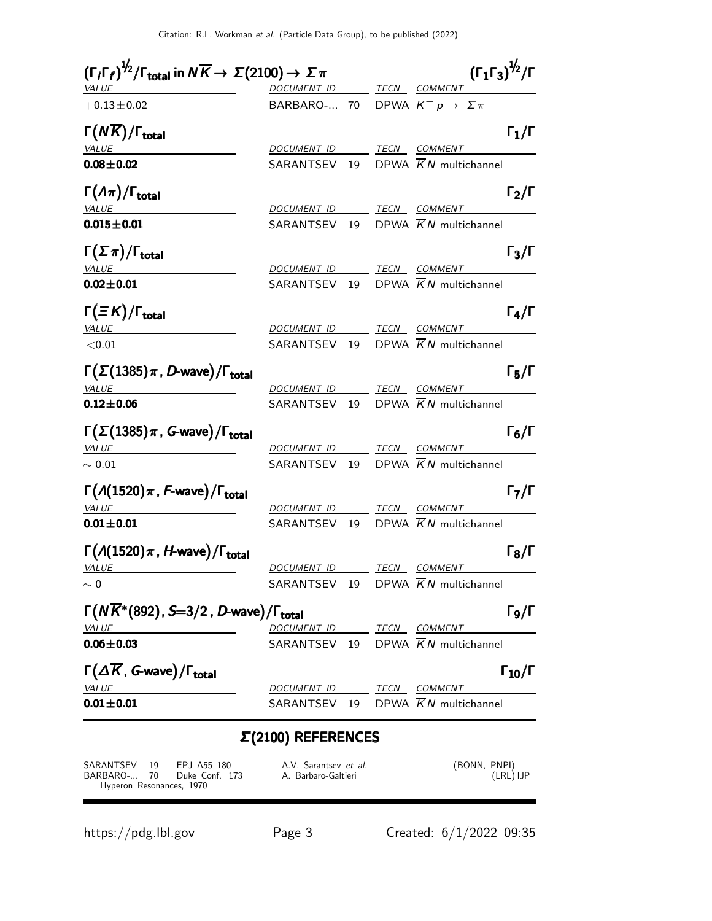### $(\Gamma_i\Gamma_f)^{1/2}/\Gamma_{total}$ in $N\overline{K} \to \Sigma(2100) \to \Sigma\pi$ — $(\Gamma_1\Gamma_3)^{1/2}/\Gamma$

| VALUE | DOCUMENT ID | TECN | COMMENT |
|---|---|---|---|
| $+0.13\pm0.02$ | BARBARO-... 70 | DPWA | $K^- p \to \Sigma\pi$ |

### $\Gamma(N\overline{K})/\Gamma_{total}$ — $\Gamma_1/\Gamma$

| VALUE | DOCUMENT ID | TECN | COMMENT |
|---|---|---|---|
| **$0.08\pm0.02$** | SARANTSEV 19 | DPWA | $\overline{K}N$ multichannel |

### $\Gamma(\Lambda\pi)/\Gamma_{total}$ — $\Gamma_2/\Gamma$

| VALUE | DOCUMENT ID | TECN | COMMENT |
|---|---|---|---|
| **$0.015\pm0.01$** | SARANTSEV 19 | DPWA | $\overline{K}N$ multichannel |

### $\Gamma(\Sigma\pi)/\Gamma_{total}$ — $\Gamma_3/\Gamma$

| VALUE | DOCUMENT ID | TECN | COMMENT |
|---|---|---|---|
| **$0.02\pm0.01$** | SARANTSEV 19 | DPWA | $\overline{K}N$ multichannel |

### $\Gamma(\Xi K)/\Gamma_{total}$ — $\Gamma_4/\Gamma$

| VALUE | DOCUMENT ID | TECN | COMMENT |
|---|---|---|---|
| $<0.01$ | SARANTSEV 19 | DPWA | $\overline{K}N$ multichannel |

### $\Gamma(\Sigma(1385)\pi$, D-wave$)/\Gamma_{total}$ — $\Gamma_5/\Gamma$

| VALUE | DOCUMENT ID | TECN | COMMENT |
|---|---|---|---|
| **$0.12\pm0.06$** | SARANTSEV 19 | DPWA | $\overline{K}N$ multichannel |

### $\Gamma(\Sigma(1385)\pi$, G-wave$)/\Gamma_{total}$ — $\Gamma_6/\Gamma$

| VALUE | DOCUMENT ID | TECN | COMMENT |
|---|---|---|---|
| $\sim 0.01$ | SARANTSEV 19 | DPWA | $\overline{K}N$ multichannel |

### $\Gamma(\Lambda(1520)\pi$, F-wave$)/\Gamma_{total}$ — $\Gamma_7/\Gamma$

| VALUE | DOCUMENT ID | TECN | COMMENT |
|---|---|---|---|
| **$0.01\pm0.01$** | SARANTSEV 19 | DPWA | $\overline{K}N$ multichannel |

### $\Gamma(\Lambda(1520)\pi$, H-wave$)/\Gamma_{total}$ — $\Gamma_8/\Gamma$

| VALUE | DOCUMENT ID | TECN | COMMENT |
|---|---|---|---|
| $\sim 0$ | SARANTSEV 19 | DPWA | $\overline{K}N$ multichannel |

### $\Gamma(N\overline{K}^*(892)$, S=3/2, D-wave$)/\Gamma_{total}$ — $\Gamma_9/\Gamma$

| VALUE | DOCUMENT ID | TECN | COMMENT |
|---|---|---|---|
| **$0.06\pm0.03$** | SARANTSEV 19 | DPWA | $\overline{K}N$ multichannel |

### $\Gamma(\Delta\overline{K}$, G-wave$)/\Gamma_{total}$ — $\Gamma_{10}/\Gamma$

| VALUE | DOCUMENT ID | TECN | COMMENT |
|---|---|---|---|
| **$0.01\pm0.01$** | SARANTSEV 19 | DPWA | $\overline{K}N$ multichannel |

## $\Sigma(2100)$ REFERENCES

| | | | |
|---|---|---|---|
| SARANTSEV 19 | EPJ A55 180 | A.V. Sarantsev *et al.* | (BONN, PNPI) |
| BARBARO-... 70 | Duke Conf. 173 | A. Barbaro-Galtieri | (LRL) IJP |
| Hyperon Resonances, 1970 | | | |